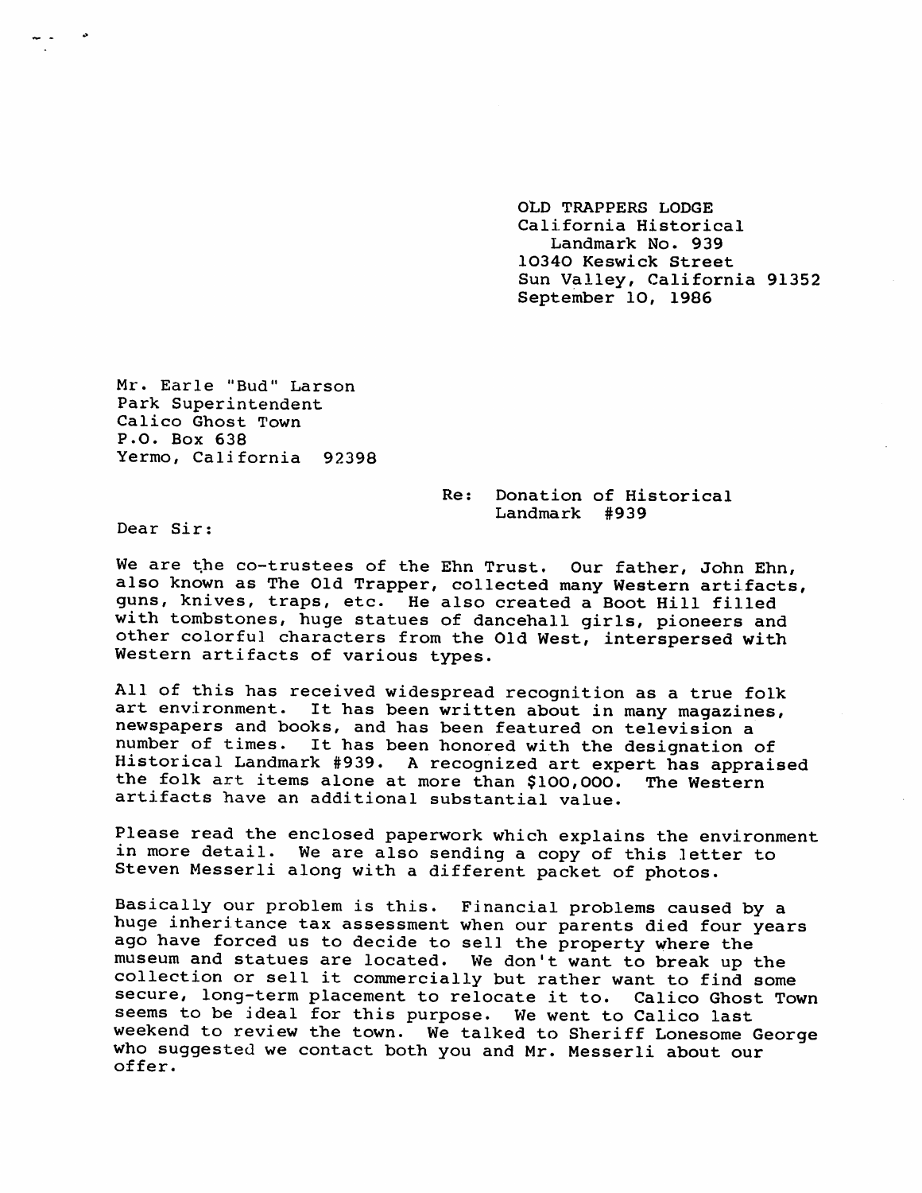OLD TRAPPERS LODGE  
California Historical  
Landmark No. 939  
10340 Keswick Street  
Sun Valley, California 91352  
September 10, 1986

Mr. Earle "Bud" Larson  
Park Superintendent  
Calico Ghost Town  
P.O. Box 638  
Yermo, California 92398

Re: Donation of Historical Landmark #939

Dear Sir:

We are the co-trustees of the Ehn Trust. Our father, John Ehn, also known as The Old Trapper, collected many Western artifacts, guns, knives, traps, etc. He also created a Boot Hill filled with tombstones, huge statues of dancehall girls, pioneers and other colorful characters from the Old West, interspersed with Western artifacts of various types.

All of this has received widespread recognition as a true folk art environment. It has been written about in many magazines, newspapers and books, and has been featured on television a number of times. It has been honored with the designation of Historical Landmark #939. A recognized art expert has appraised the folk art items alone at more than $100,000. The Western artifacts have an additional substantial value.

Please read the enclosed paperwork which explains the environment in more detail. We are also sending a copy of this letter to Steven Messerli along with a different packet of photos.

Basically our problem is this. Financial problems caused by a huge inheritance tax assessment when our parents died four years ago have forced us to decide to sell the property where the museum and statues are located. We don't want to break up the collection or sell it commercially but rather want to find some secure, long-term placement to relocate it to. Calico Ghost Town seems to be ideal for this purpose. We went to Calico last weekend to review the town. We talked to Sheriff Lonesome George who suggested we contact both you and Mr. Messerli about our offer.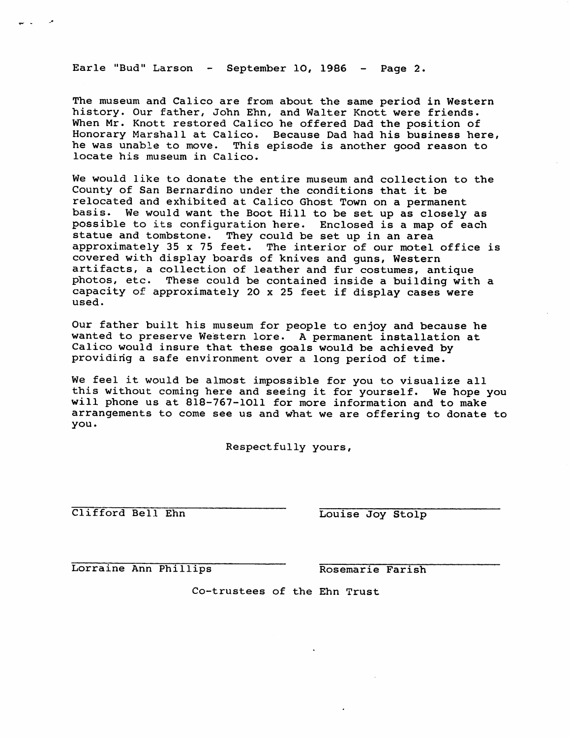Earle "Bud" Larson - September 10, 1986 - Page 2.

The museum and Calico are from about the same period in Western history. Our father, John Ehn, and Walter Knott were friends. When Mr. Knott restored Calico he offered Dad the position of Honorary Marshall at Calico. Because Dad had his business here, he was unable to move. This episode is another good reason to locate his museum in Calico.

We would like to donate the entire museum and collection to the County of San Bernardino under the conditions that it be relocated and exhibited at Calico Ghost Town on a permanent basis. We would want the Boot Hill to be set up as closely as possible to its configuration here. Enclosed is a map of each statue and tombstone. They could be set up in an area approximately 35 x 75 feet. The interior of our motel office is covered with display boards of knives and guns, Western artifacts, a collection of leather and fur costumes, antique photos, etc. These could be contained inside a building with a capacity of approximately 20 x 25 feet if display cases were used.

Our father built his museum for people to enjoy and because he wanted to preserve Western lore. A permanent installation at Calico would insure that these goals would be achieved by providing a safe environment over a long period of time.

We feel it would be almost impossible for you to visualize all this without coming here and seeing it for yourself. We hope you will phone us at 818-767-1011 for more information and to make arrangements to come see us and what we are offering to donate to you.

Respectfully yours,

Clifford Bell Ehn

Louise Joy Stolp

Lorraine Ann Phillips

Rosemarie Farish

Co-trustees of the Ehn Trust